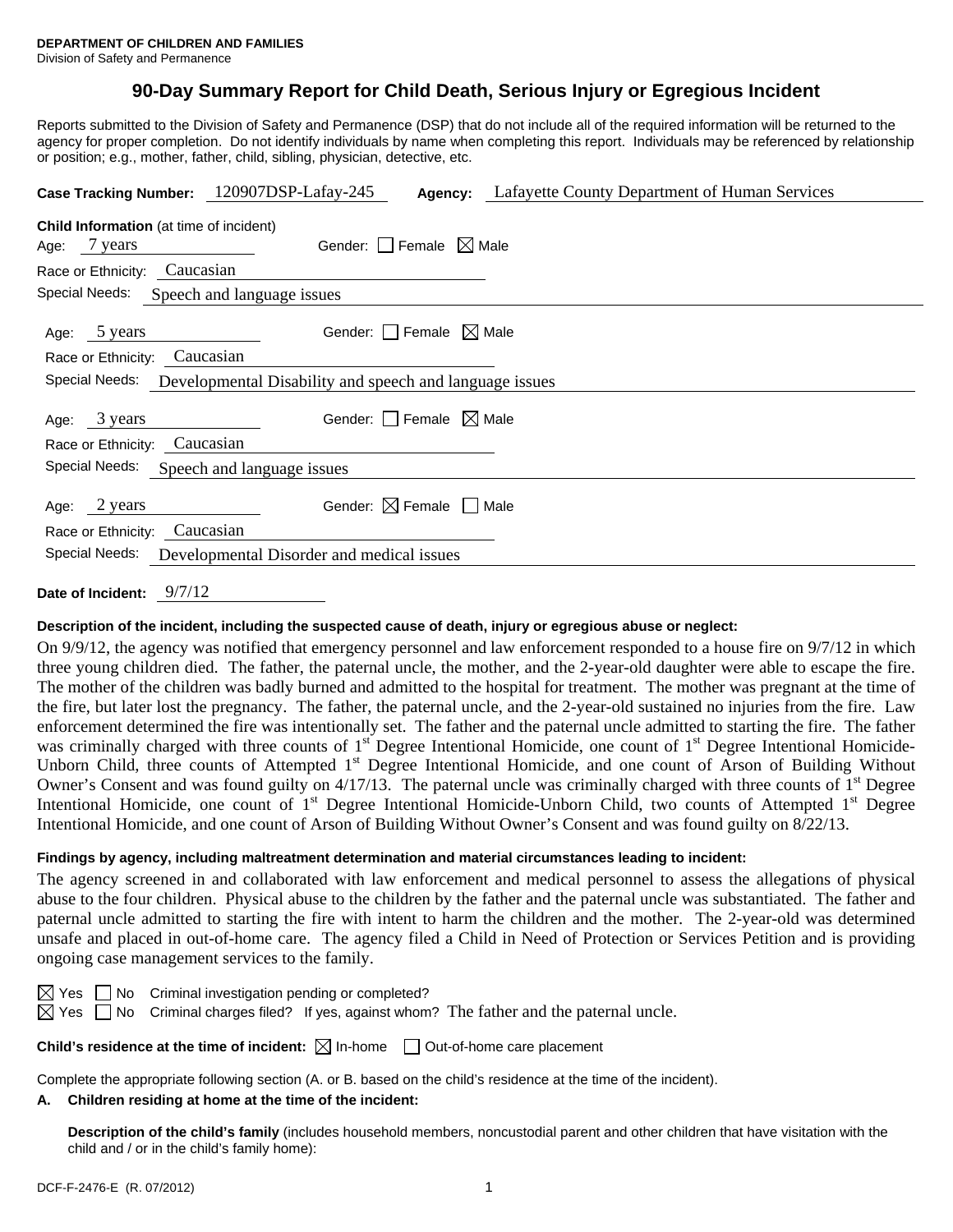**DEPARTMENT OF CHILDREN AND FAMILIES**
Division of Safety and Permanence

# 90-Day Summary Report for Child Death, Serious Injury or Egregious Incident

Reports submitted to the Division of Safety and Permanence (DSP) that do not include all of the required information will be returned to the agency for proper completion. Do not identify individuals by name when completing this report. Individuals may be referenced by relationship or position; e.g., mother, father, child, sibling, physician, detective, etc.

**Case Tracking Number:** 120907DSP-Lafay-245 **Agency:** Lafayette County Department of Human Services

**Child Information** (at time of incident)

Age: 7 years Gender: ☐ Female ☒ Male
Race or Ethnicity: Caucasian
Special Needs: Speech and language issues

Age: 5 years Gender: ☐ Female ☒ Male
Race or Ethnicity: Caucasian
Special Needs: Developmental Disability and speech and language issues

Age: 3 years Gender: ☐ Female ☒ Male
Race or Ethnicity: Caucasian
Special Needs: Speech and language issues

Age: 2 years Gender: ☒ Female ☐ Male
Race or Ethnicity: Caucasian
Special Needs: Developmental Disorder and medical issues

**Date of Incident:** 9/7/12

**Description of the incident, including the suspected cause of death, injury or egregious abuse or neglect:**

On 9/9/12, the agency was notified that emergency personnel and law enforcement responded to a house fire on 9/7/12 in which three young children died. The father, the paternal uncle, the mother, and the 2-year-old daughter were able to escape the fire. The mother of the children was badly burned and admitted to the hospital for treatment. The mother was pregnant at the time of the fire, but later lost the pregnancy. The father, the paternal uncle, and the 2-year-old sustained no injuries from the fire. Law enforcement determined the fire was intentionally set. The father and the paternal uncle admitted to starting the fire. The father was criminally charged with three counts of 1st Degree Intentional Homicide, one count of 1st Degree Intentional Homicide-Unborn Child, three counts of Attempted 1st Degree Intentional Homicide, and one count of Arson of Building Without Owner's Consent and was found guilty on 4/17/13. The paternal uncle was criminally charged with three counts of 1st Degree Intentional Homicide, one count of 1st Degree Intentional Homicide-Unborn Child, two counts of Attempted 1st Degree Intentional Homicide, and one count of Arson of Building Without Owner's Consent and was found guilty on 8/22/13.

**Findings by agency, including maltreatment determination and material circumstances leading to incident:**

The agency screened in and collaborated with law enforcement and medical personnel to assess the allegations of physical abuse to the four children. Physical abuse to the children by the father and the paternal uncle was substantiated. The father and paternal uncle admitted to starting the fire with intent to harm the children and the mother. The 2-year-old was determined unsafe and placed in out-of-home care. The agency filed a Child in Need of Protection or Services Petition and is providing ongoing case management services to the family.

☒ Yes ☐ No Criminal investigation pending or completed?
☒ Yes ☐ No Criminal charges filed? If yes, against whom? The father and the paternal uncle.

**Child's residence at the time of incident:** ☒ In-home ☐ Out-of-home care placement

Complete the appropriate following section (A. or B. based on the child's residence at the time of the incident).

**A. Children residing at home at the time of the incident:**

**Description of the child's family** (includes household members, noncustodial parent and other children that have visitation with the child and / or in the child's family home):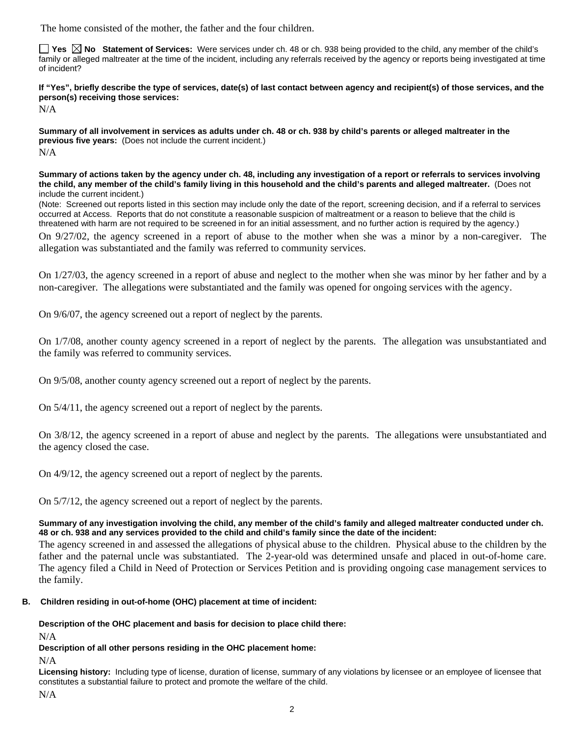The home consisted of the mother, the father and the four children.

☐ Yes ☒ No **Statement of Services:** Were services under ch. 48 or ch. 938 being provided to the child, any member of the child's family or alleged maltreater at the time of the incident, including any referrals received by the agency or reports being investigated at time of incident?

**If "Yes", briefly describe the type of services, date(s) of last contact between agency and recipient(s) of those services, and the person(s) receiving those services:**

N/A

**Summary of all involvement in services as adults under ch. 48 or ch. 938 by child's parents or alleged maltreater in the previous five years:** (Does not include the current incident.)

N/A

**Summary of actions taken by the agency under ch. 48, including any investigation of a report or referrals to services involving the child, any member of the child's family living in this household and the child's parents and alleged maltreater.** (Does not include the current incident.)

(Note: Screened out reports listed in this section may include only the date of the report, screening decision, and if a referral to services occurred at Access. Reports that do not constitute a reasonable suspicion of maltreatment or a reason to believe that the child is threatened with harm are not required to be screened in for an initial assessment, and no further action is required by the agency.)

On 9/27/02, the agency screened in a report of abuse to the mother when she was a minor by a non-caregiver. The allegation was substantiated and the family was referred to community services.

On 1/27/03, the agency screened in a report of abuse and neglect to the mother when she was minor by her father and by a non-caregiver. The allegations were substantiated and the family was opened for ongoing services with the agency.

On 9/6/07, the agency screened out a report of neglect by the parents.

On 1/7/08, another county agency screened in a report of neglect by the parents. The allegation was unsubstantiated and the family was referred to community services.

On 9/5/08, another county agency screened out a report of neglect by the parents.

On 5/4/11, the agency screened out a report of neglect by the parents.

On 3/8/12, the agency screened in a report of abuse and neglect by the parents. The allegations were unsubstantiated and the agency closed the case.

On 4/9/12, the agency screened out a report of neglect by the parents.

On 5/7/12, the agency screened out a report of neglect by the parents.

**Summary of any investigation involving the child, any member of the child's family and alleged maltreater conducted under ch. 48 or ch. 938 and any services provided to the child and child's family since the date of the incident:**

The agency screened in and assessed the allegations of physical abuse to the children. Physical abuse to the children by the father and the paternal uncle was substantiated. The 2-year-old was determined unsafe and placed in out-of-home care. The agency filed a Child in Need of Protection or Services Petition and is providing ongoing case management services to the family.

**B. Children residing in out-of-home (OHC) placement at time of incident:**

**Description of the OHC placement and basis for decision to place child there:**

N/A

**Description of all other persons residing in the OHC placement home:**

N/A

**Licensing history:** Including type of license, duration of license, summary of any violations by licensee or an employee of licensee that constitutes a substantial failure to protect and promote the welfare of the child.

N/A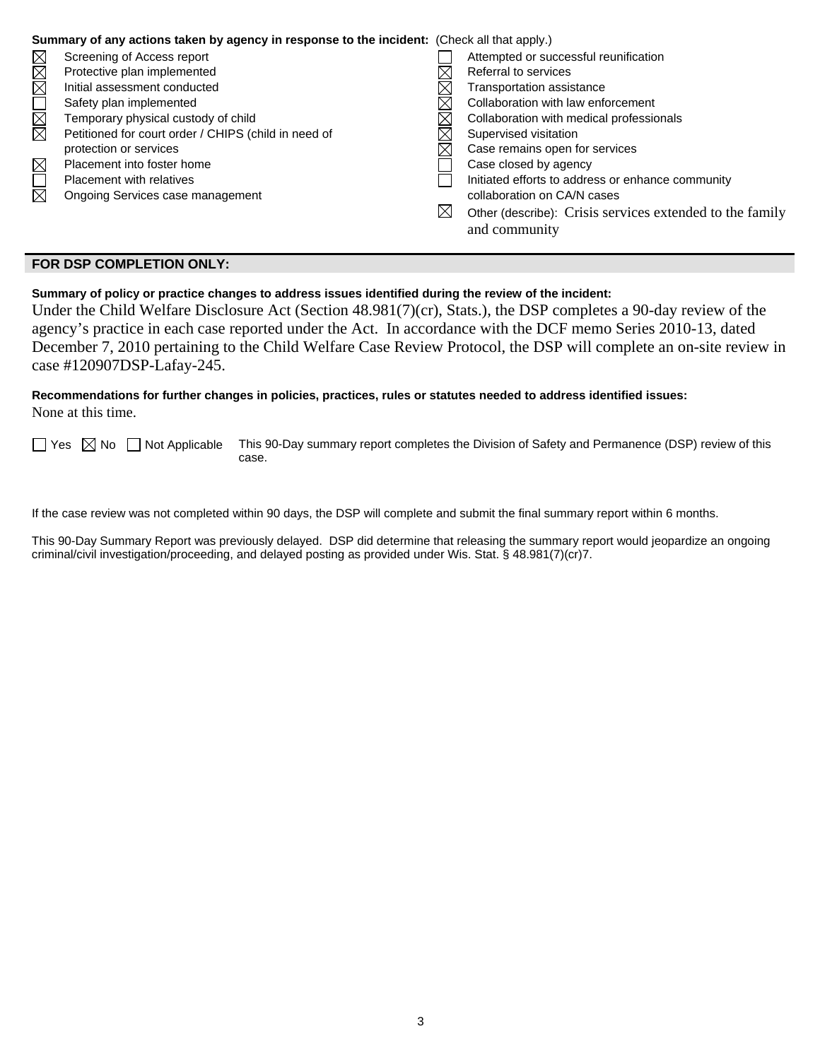**Summary of any actions taken by agency in response to the incident:** (Check all that apply.)

- ☒ Screening of Access report
- ☒ Protective plan implemented
- ☒ Initial assessment conducted
- ☐ Safety plan implemented
- ☒ Temporary physical custody of child
- ☒ Petitioned for court order / CHIPS (child in need of protection or services
- ☒ Placement into foster home
- ☐ Placement with relatives
- ☒ Ongoing Services case management
- ☐ Attempted or successful reunification
- ☒ Referral to services
- ☒ Transportation assistance
- ☒ Collaboration with law enforcement
- ☒ Collaboration with medical professionals
- ☒ Supervised visitation
- ☒ Case remains open for services
- ☐ Case closed by agency
- ☐ Initiated efforts to address or enhance community collaboration on CA/N cases
- ☒ Other (describe): Crisis services extended to the family and community

## FOR DSP COMPLETION ONLY:

**Summary of policy or practice changes to address issues identified during the review of the incident:**

Under the Child Welfare Disclosure Act (Section 48.981(7)(cr), Stats.), the DSP completes a 90-day review of the agency's practice in each case reported under the Act. In accordance with the DCF memo Series 2010-13, dated December 7, 2010 pertaining to the Child Welfare Case Review Protocol, the DSP will complete an on-site review in case #120907DSP-Lafay-245.

**Recommendations for further changes in policies, practices, rules or statutes needed to address identified issues:**

None at this time.

☐ Yes ☒ No ☐ Not Applicable This 90-Day summary report completes the Division of Safety and Permanence (DSP) review of this case.

If the case review was not completed within 90 days, the DSP will complete and submit the final summary report within 6 months.

This 90-Day Summary Report was previously delayed. DSP did determine that releasing the summary report would jeopardize an ongoing criminal/civil investigation/proceeding, and delayed posting as provided under Wis. Stat. § 48.981(7)(cr)7.